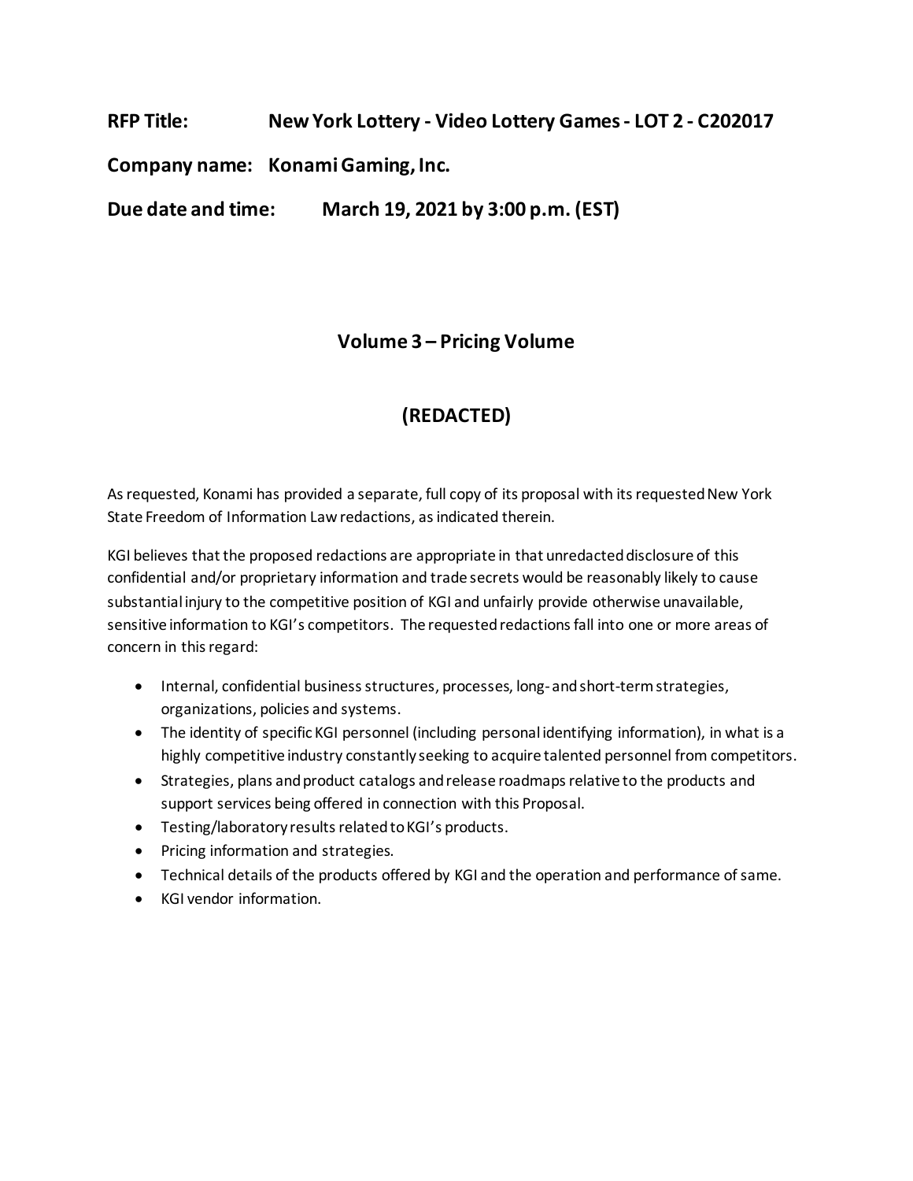**RFP Title:** **New York Lottery - Video Lottery Games - LOT 2 - C202017**

**Company name:** **Konami Gaming, Inc.**

**Due date and time:** **March 19, 2021 by 3:00 p.m. (EST)**

## Volume 3 – Pricing Volume

## (REDACTED)

As requested, Konami has provided a separate, full copy of its proposal with its requested New York State Freedom of Information Law redactions, as indicated therein.

KGI believes that the proposed redactions are appropriate in that unredacted disclosure of this confidential and/or proprietary information and trade secrets would be reasonably likely to cause substantial injury to the competitive position of KGI and unfairly provide otherwise unavailable, sensitive information to KGI's competitors. The requested redactions fall into one or more areas of concern in this regard:

- Internal, confidential business structures, processes, long- and short-term strategies, organizations, policies and systems.
- The identity of specific KGI personnel (including personal identifying information), in what is a highly competitive industry constantly seeking to acquire talented personnel from competitors.
- Strategies, plans and product catalogs and release roadmaps relative to the products and support services being offered in connection with this Proposal.
- Testing/laboratory results related to KGI's products.
- Pricing information and strategies.
- Technical details of the products offered by KGI and the operation and performance of same.
- KGI vendor information.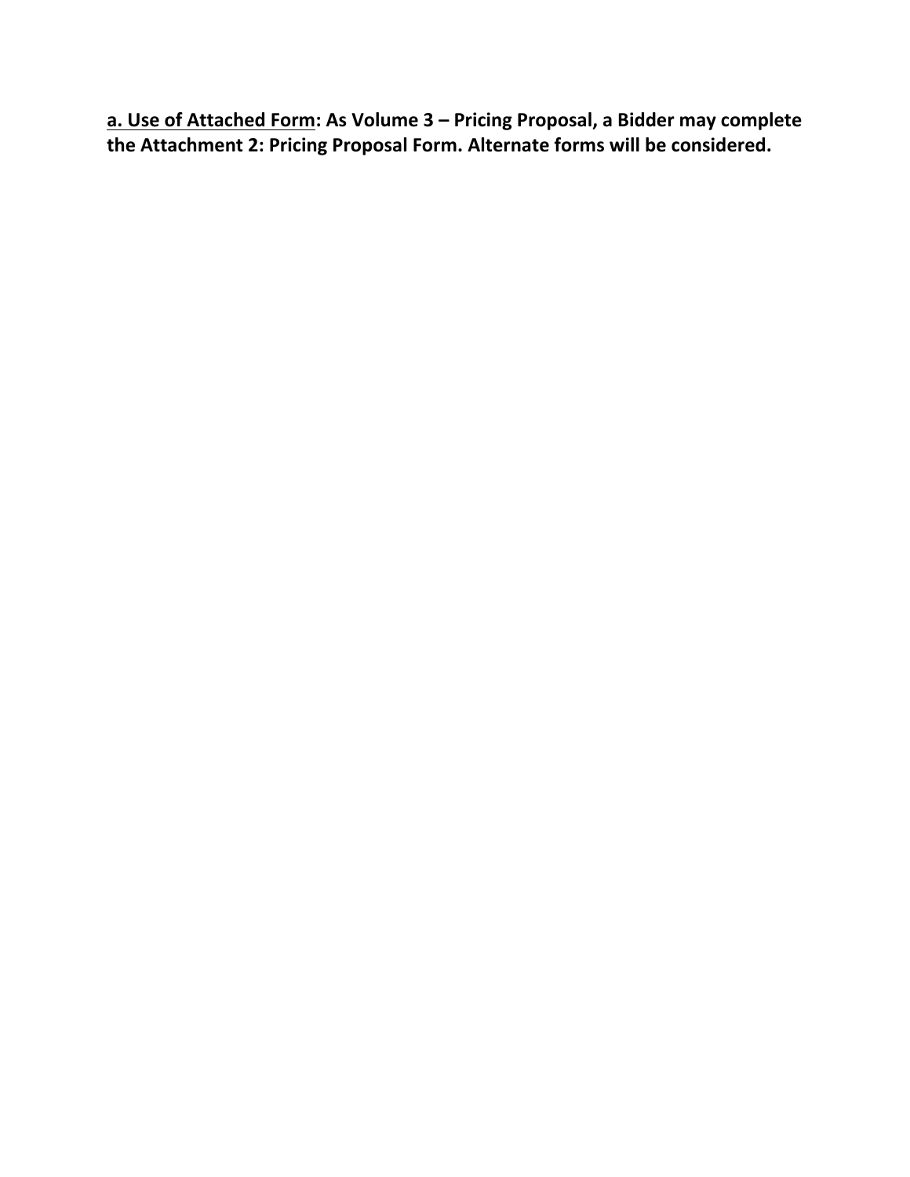**<u>a. Use of Attached Form</u>: As Volume 3 – Pricing Proposal, a Bidder may complete the Attachment 2: Pricing Proposal Form. Alternate forms will be considered.**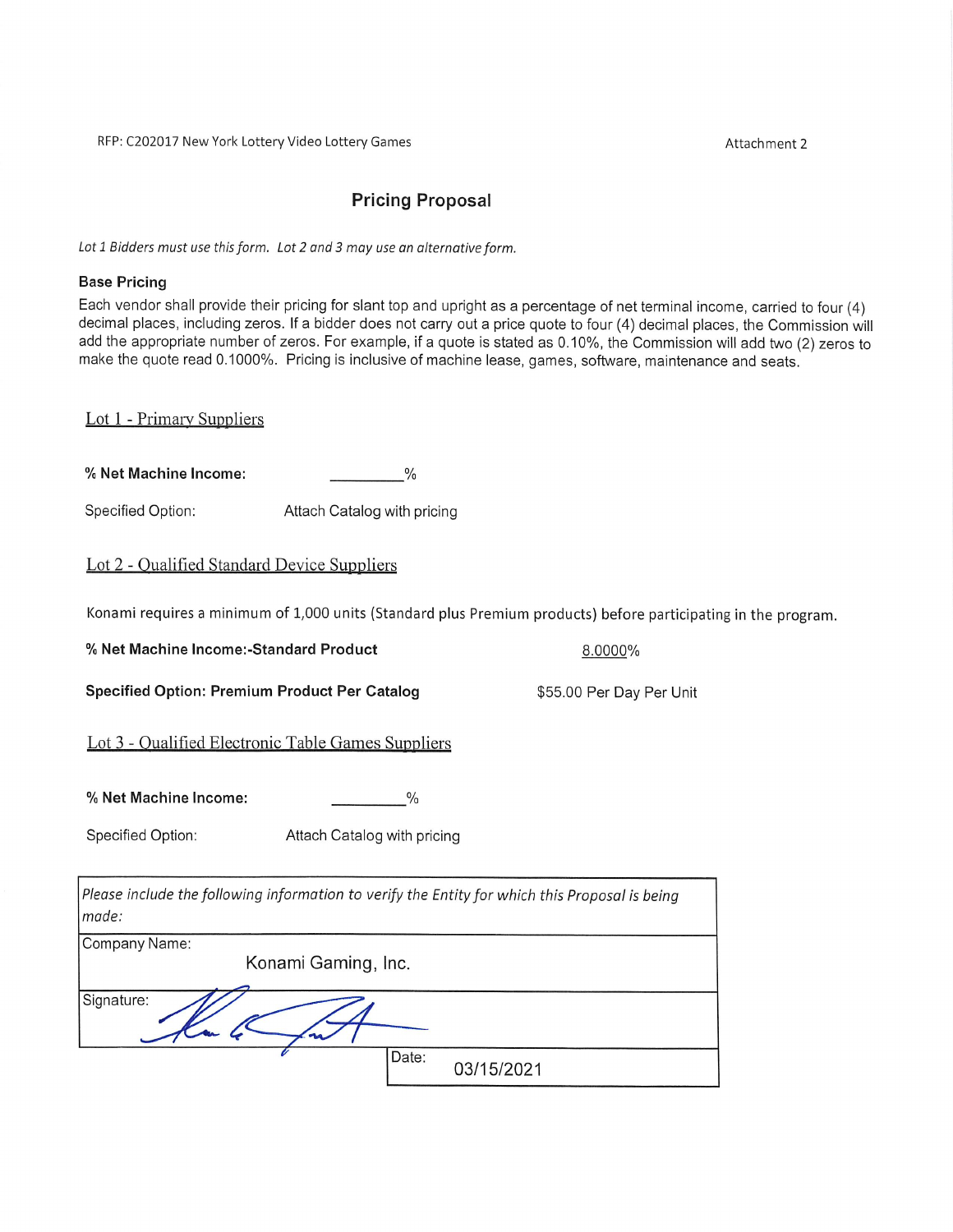RFP: C202017 New York Lottery Video Lottery Games

Attachment 2

## Pricing Proposal

*Lot 1 Bidders must use this form. Lot 2 and 3 may use an alternative form.*

### Base Pricing

Each vendor shall provide their pricing for slant top and upright as a percentage of net terminal income, carried to four (4) decimal places, including zeros. If a bidder does not carry out a price quote to four (4) decimal places, the Commission will add the appropriate number of zeros. For example, if a quote is stated as 0.10%, the Commission will add two (2) zeros to make the quote read 0.1000%. Pricing is inclusive of machine lease, games, software, maintenance and seats.

Lot 1 - Primary Suppliers

**% Net Machine Income:** _________%

Specified Option: Attach Catalog with pricing

Lot 2 - Qualified Standard Device Suppliers

Konami requires a minimum of 1,000 units (Standard plus Premium products) before participating in the program.

**% Net Machine Income:-Standard Product** 8.0000%

**Specified Option: Premium Product Per Catalog** $55.00 Per Day Per Unit

Lot 3 - Qualified Electronic Table Games Suppliers

**% Net Machine Income:** _________%

Specified Option: Attach Catalog with pricing

| *Please include the following information to verify the Entity for which this Proposal is being made:* | |
|---|---|
| Company Name: Konami Gaming, Inc. | |
| Signature: [signature] | |
| | Date: 03/15/2021 |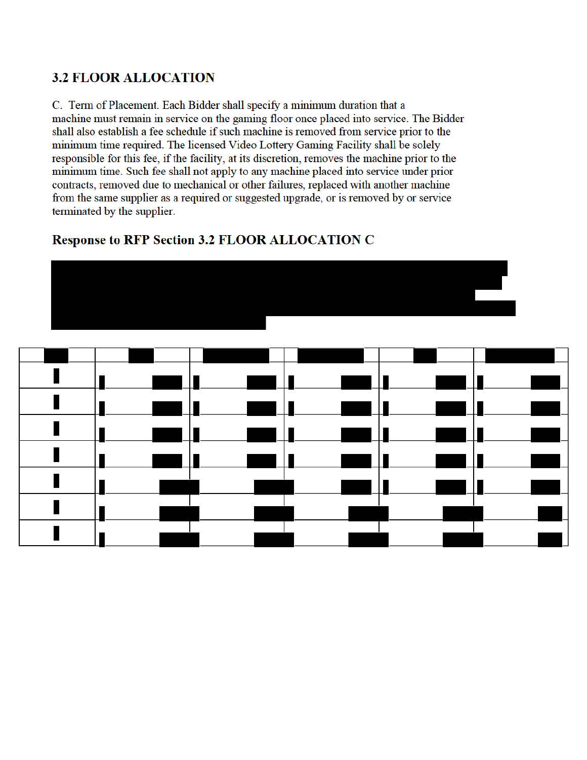## 3.2 FLOOR ALLOCATION

C. Term of Placement. Each Bidder shall specify a minimum duration that a machine must remain in service on the gaming floor once placed into service. The Bidder shall also establish a fee schedule if such machine is removed from service prior to the minimum time required. The licensed Video Lottery Gaming Facility shall be solely responsible for this fee, if the facility, at its discretion, removes the machine prior to the minimum time. Such fee shall not apply to any machine placed into service under prior contracts, removed due to mechanical or other failures, replaced with another machine from the same supplier as a required or suggested upgrade, or is removed by or service terminated by the supplier.

## Response to RFP Section 3.2 FLOOR ALLOCATION C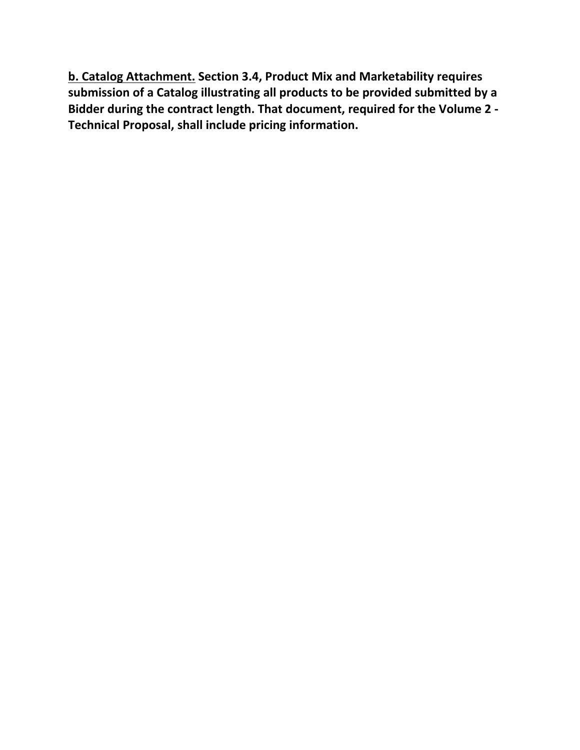**<u>b. Catalog Attachment.</u> Section 3.4, Product Mix and Marketability requires submission of a Catalog illustrating all products to be provided submitted by a Bidder during the contract length. That document, required for the Volume 2 - Technical Proposal, shall include pricing information.**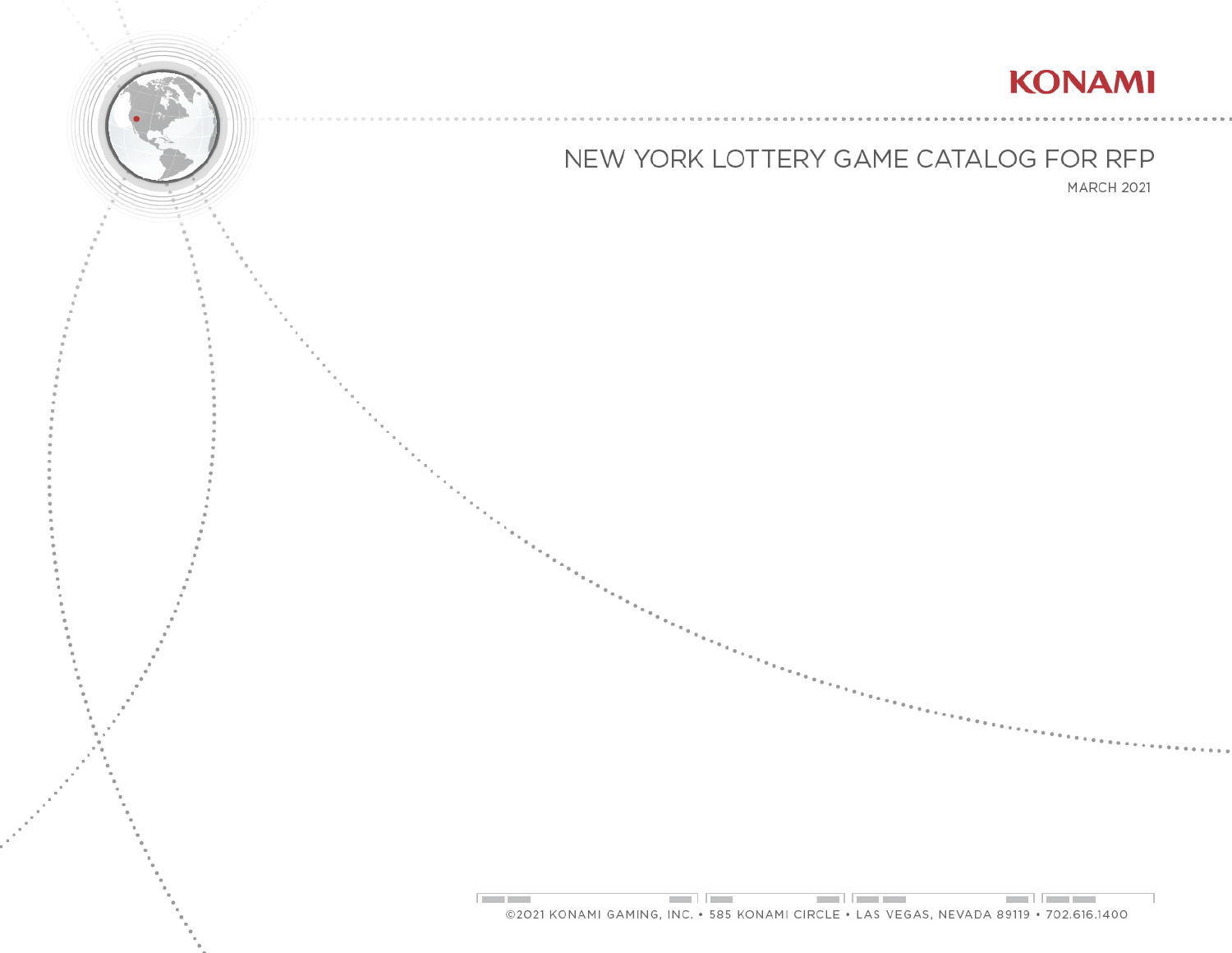KONAMI

# NEW YORK LOTTERY GAME CATALOG FOR RFP

MARCH 2021

©2021 KONAMI GAMING, INC. • 585 KONAMI CIRCLE • LAS VEGAS, NEVADA 89119 • 702.616.1400